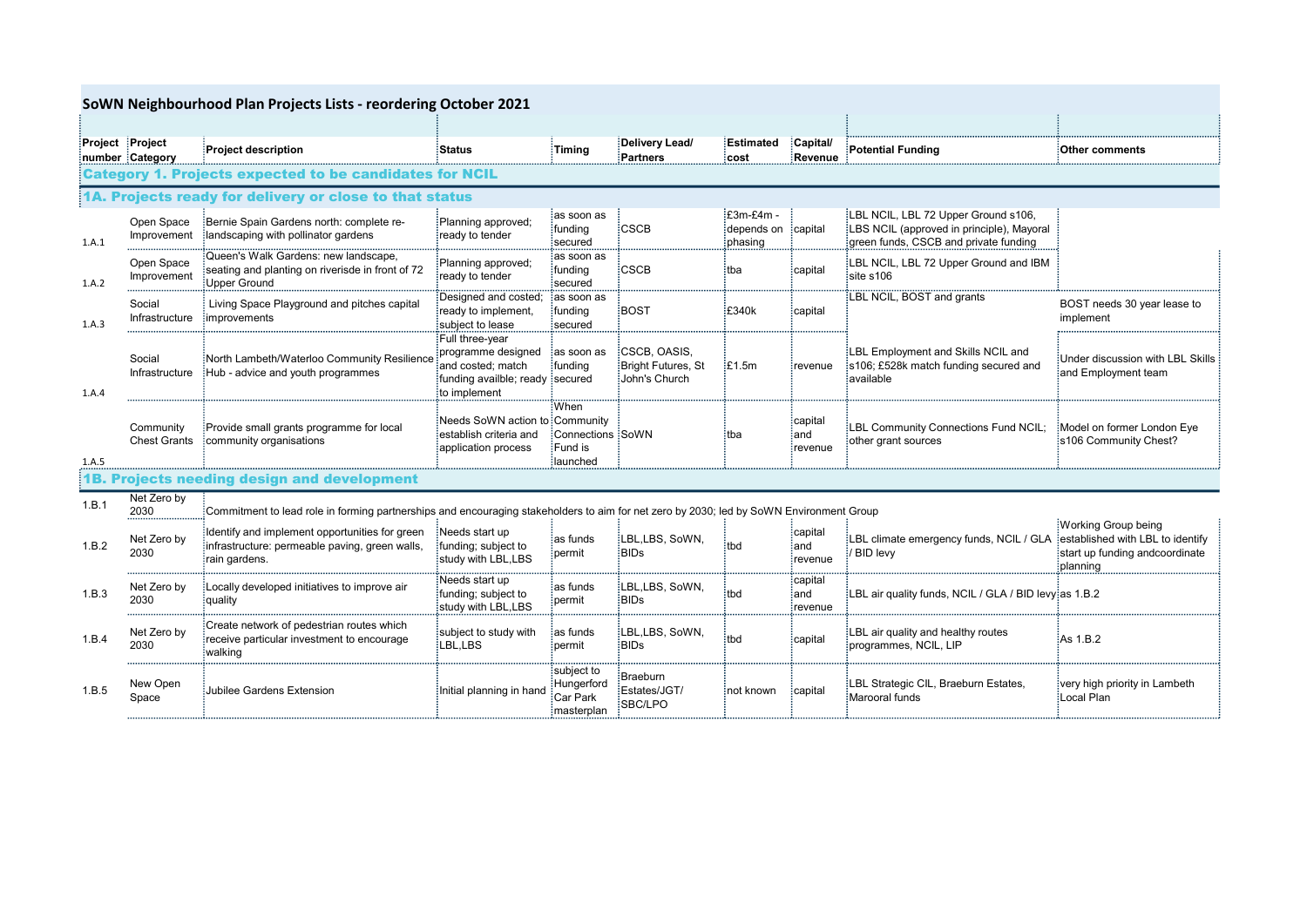# SoWN Neighbourhood Plan Projects Lists - reordering October 2021

| Project number | Project Category | Project description | Status | Timing | Delivery Lead/ Partners | Estimated cost | Capital/ Revenue | Potential Funding | Other comments |
|---|---|---|---|---|---|---|---|---|---|
| **Category 1. Projects expected to be candidates for NCIL** | | | | | | | | | |
| **1A. Projects ready for delivery or close to that status** | | | | | | | | | |
| 1.A.1 | Open Space Improvement | Bernie Spain Gardens north: complete re-landscaping with pollinator gardens | Planning approved; ready to tender | as soon as funding secured | CSCB | £3m-£4m - depends on phasing | capital | LBL NCIL, LBL 72 Upper Ground s106, LBS NCIL (approved in principle), Mayoral green funds, CSCB and private funding | |
| 1.A.2 | Open Space Improvement | Queen's Walk Gardens: new landscape, seating and planting on riverisde in front of 72 Upper Ground | Planning approved; ready to tender | as soon as funding secured | CSCB | tba | capital | LBL NCIL, LBL 72 Upper Ground and IBM site s106 | |
| 1.A.3 | Social Infrastructure | Living Space Playground and pitches capital improvements | Designed and costed; ready to implement, subject to lease | as soon as funding secured | BOST | £340k | capital | LBL NCIL, BOST and grants | BOST needs 30 year lease to implement |
| 1.A.4 | Social Infrastructure | North Lambeth/Waterloo Community Resilience Hub - advice and youth programmes | Full three-year programme designed and costed; match funding availble; ready to implement | as soon as funding secured | CSCB, OASIS, Bright Futures, St John's Church | £1.5m | revenue | LBL Employment and Skills NCIL and s106; £528k match funding secured and available | Under discussion with LBL Skills and Employment team |
| 1.A.5 | Community Chest Grants | Provide small grants programme for local community organisations | Needs SoWN action to establish criteria and application process | When Community Connections Fund is launched | SoWN | tba | capital and revenue | LBL Community Connections Fund NCIL; other grant sources | Model on former London Eye s106 Community Chest? |
| **1B. Projects needing design and development** | | | | | | | | | |
| 1.B.1 | Net Zero by 2030 | Commitment to lead role in forming partnerships and encouraging stakeholders to aim for net zero by 2030; led by SoWN Environment Group | | | | | | | |
| 1.B.2 | Net Zero by 2030 | Identify and implement opportunities for green infrastructure: permeable paving, green walls, rain gardens. | Needs start up funding; subject to study with LBL,LBS | as funds permit | LBL,LBS, SoWN, BIDs | tbd | capital and revenue | LBL climate emergency funds, NCIL / GLA / BID levy | Working Group being established with LBL to identify start up funding andcoordinate planning |
| 1.B.3 | Net Zero by 2030 | Locally developed initiatives to improve air quality | Needs start up funding; subject to study with LBL,LBS | as funds permit | LBL,LBS, SoWN, BIDs | tbd | capital and revenue | LBL air quality funds, NCIL / GLA / BID levy | as 1.B.2 |
| 1.B.4 | Net Zero by 2030 | Create network of pedestrian routes which receive particular investment to encourage walking | subject to study with LBL,LBS | as funds permit | LBL,LBS, SoWN, BIDs | tbd | capital | LBL air quality and healthy routes programmes, NCIL, LIP | As 1.B.2 |
| 1.B.5 | New Open Space | Jubilee Gardens Extension | Initial planning in hand | subject to Hungerford Car Park masterplan | Braeburn Estates/JGT/ SBC/LPO | not known | capital | LBL Strategic CIL, Braeburn Estates, Marooral funds | very high priority in Lambeth Local Plan |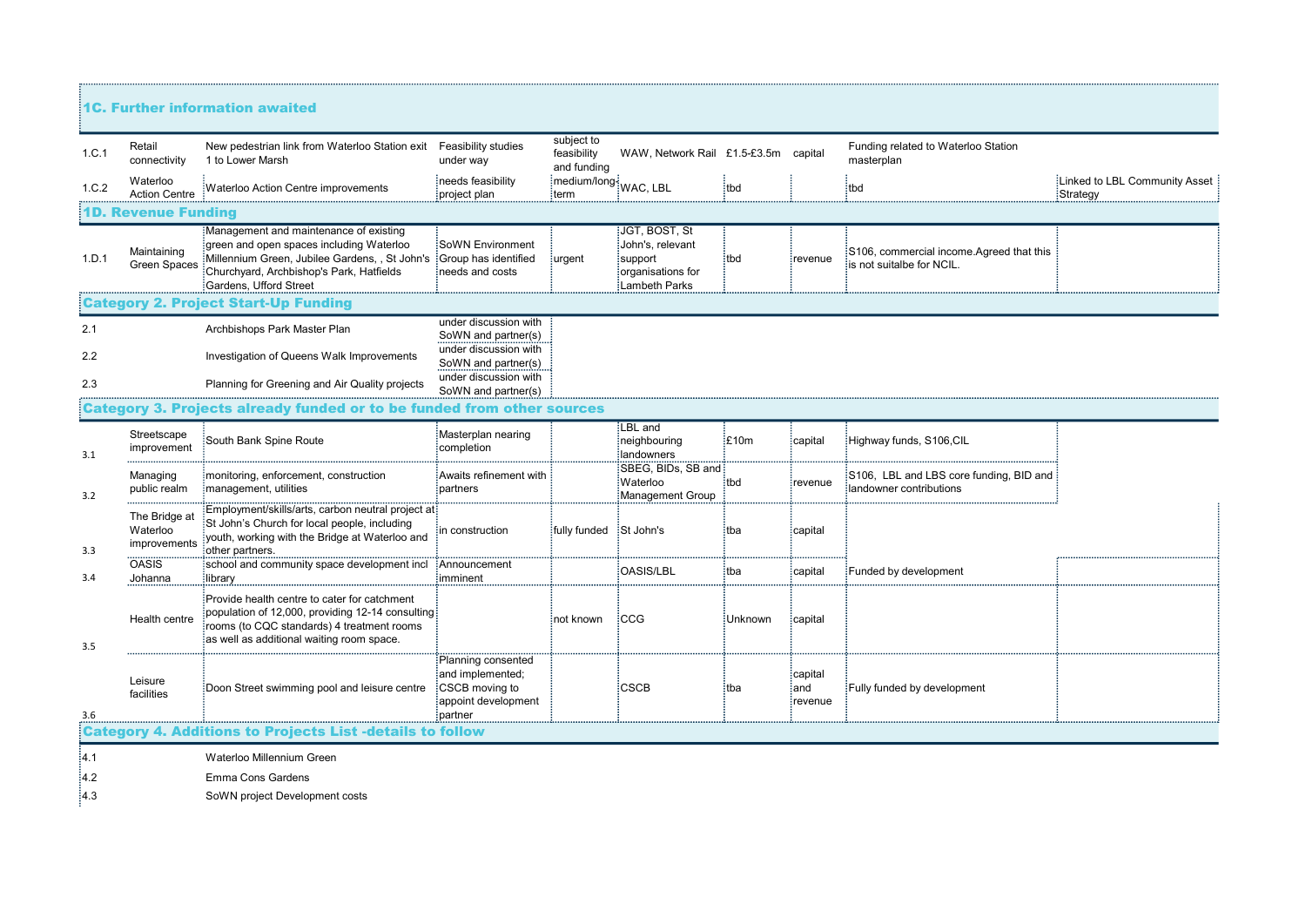### 1C. Further information awaited

| | | | | | | | | | |
|---|---|---|---|---|---|---|---|---|---|
| 1.C.1 | Retail connectivity | New pedestrian link from Waterloo Station exit 1 to Lower Marsh | Feasibility studies under way | subject to feasibility and funding | WAW, Network Rail | £1.5-£3.5m | capital | Funding related to Waterloo Station masterplan | |
| 1.C.2 | Waterloo Action Centre | Waterloo Action Centre improvements | needs feasibility project plan | medium/long term | WAC, LBL | tbd | | tbd | Linked to LBL Community Asset Strategy |

### 1D. Revenue Funding

| | | | | | | | | | |
|---|---|---|---|---|---|---|---|---|---|
| 1.D.1 | Maintaining Green Spaces | Management and maintenance of existing green and open spaces including Waterloo Millennium Green, Jubilee Gardens, , St John's Churchyard, Archbishop's Park, Hatfields Gardens, Ufford Street | SoWN Environment Group has identified needs and costs | urgent | JGT, BOST, St John's, relevant support organisations for Lambeth Parks | tbd | revenue | S106, commercial income.Agreed that this is not suitalbe for NCIL. | |

### Category 2. Project Start-Up Funding

| | | |
|---|---|---|
| 2.1 | Archbishops Park Master Plan | under discussion with SoWN and partner(s) |
| 2.2 | Investigation of Queens Walk Improvements | under discussion with SoWN and partner(s) |
| 2.3 | Planning for Greening and Air Quality projects | under discussion with SoWN and partner(s) |

### Category 3. Projects already funded or to be funded from other sources

| | | | | | | | | |
|---|---|---|---|---|---|---|---|---|
| 3.1 | Streetscape improvement | South Bank Spine Route | Masterplan nearing completion | | LBL and neighbouring landowners | £10m | capital | Highway funds, S106,CIL |
| 3.2 | Managing public realm | monitoring, enforcement, construction management, utilities | Awaits refinement with partners | | SBEG, BIDs, SB and Waterloo Management Group | tbd | revenue | S106, LBL and LBS core funding, BID and landowner contributions |
| 3.3 | The Bridge at Waterloo improvements | Employment/skills/arts, carbon neutral project at St John's Church for local people, including youth, working with the Bridge at Waterloo and other partners. | in construction | fully funded | St John's | tba | capital | |
| 3.4 | OASIS Johanna | school and community space development incl library | Announcement imminent | | OASIS/LBL | tba | capital | Funded by development |
| 3.5 | Health centre | Provide health centre to cater for catchment population of 12,000, providing 12-14 consulting rooms (to CQC standards) 4 treatment rooms as well as additional waiting room space. | | not known | CCG | Unknown | capital | |
| 3.6 | Leisure facilities | Doon Street swimming pool and leisure centre | Planning consented and implemented; CSCB moving to appoint development partner | | CSCB | tba | capital and revenue | Fully funded by development |

### Category 4. Additions to Projects List -details to follow

| | |
|---|---|
| 4.1 | Waterloo Millennium Green |
| 4.2 | Emma Cons Gardens |
| 4.3 | SoWN project Development costs |